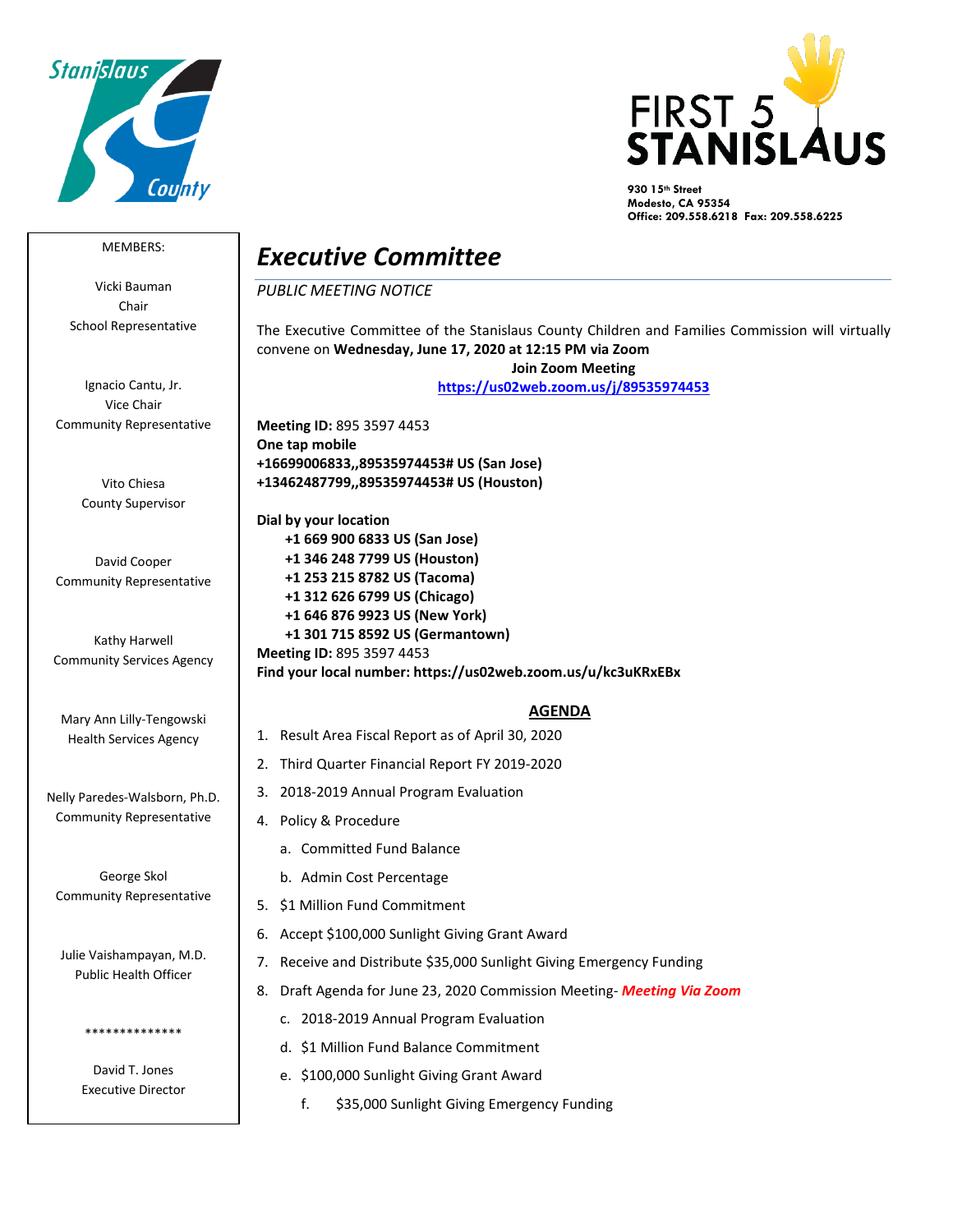Stanislaus County

FIRST 5 STANISLAUS

930 15th Street
Modesto, CA 95354
Office: 209.558.6218 Fax: 209.558.6225

MEMBERS:

Vicki Bauman
Chair
School Representative

Ignacio Cantu, Jr.
Vice Chair
Community Representative

Vito Chiesa
County Supervisor

David Cooper
Community Representative

Kathy Harwell
Community Services Agency

Mary Ann Lilly-Tengowski
Health Services Agency

Nelly Paredes-Walsborn, Ph.D.
Community Representative

George Skol
Community Representative

Julie Vaishampayan, M.D.
Public Health Officer

**************

David T. Jones
Executive Director

# *Executive Committee*

*PUBLIC MEETING NOTICE*

The Executive Committee of the Stanislaus County Children and Families Commission will virtually convene on **Wednesday, June 17, 2020 at 12:15 PM via Zoom**

**Join Zoom Meeting**
**https://us02web.zoom.us/j/89535974453**

**Meeting ID:** 895 3597 4453
**One tap mobile**
**+16699006833,,89535974453# US (San Jose)**
**+13462487799,,89535974453# US (Houston)**

**Dial by your location**
**+1 669 900 6833 US (San Jose)**
**+1 346 248 7799 US (Houston)**
**+1 253 215 8782 US (Tacoma)**
**+1 312 626 6799 US (Chicago)**
**+1 646 876 9923 US (New York)**
**+1 301 715 8592 US (Germantown)**
**Meeting ID:** 895 3597 4453
**Find your local number: https://us02web.zoom.us/u/kc3uKRxEBx**

## AGENDA

1. Result Area Fiscal Report as of April 30, 2020
2. Third Quarter Financial Report FY 2019-2020
3. 2018-2019 Annual Program Evaluation
4. Policy & Procedure
   a. Committed Fund Balance
   b. Admin Cost Percentage
5. $1 Million Fund Commitment
6. Accept $100,000 Sunlight Giving Grant Award
7. Receive and Distribute $35,000 Sunlight Giving Emergency Funding
8. Draft Agenda for June 23, 2020 Commission Meeting- ***Meeting Via Zoom***
   c. 2018-2019 Annual Program Evaluation
   d. $1 Million Fund Balance Commitment
   e. $100,000 Sunlight Giving Grant Award
   f. $35,000 Sunlight Giving Emergency Funding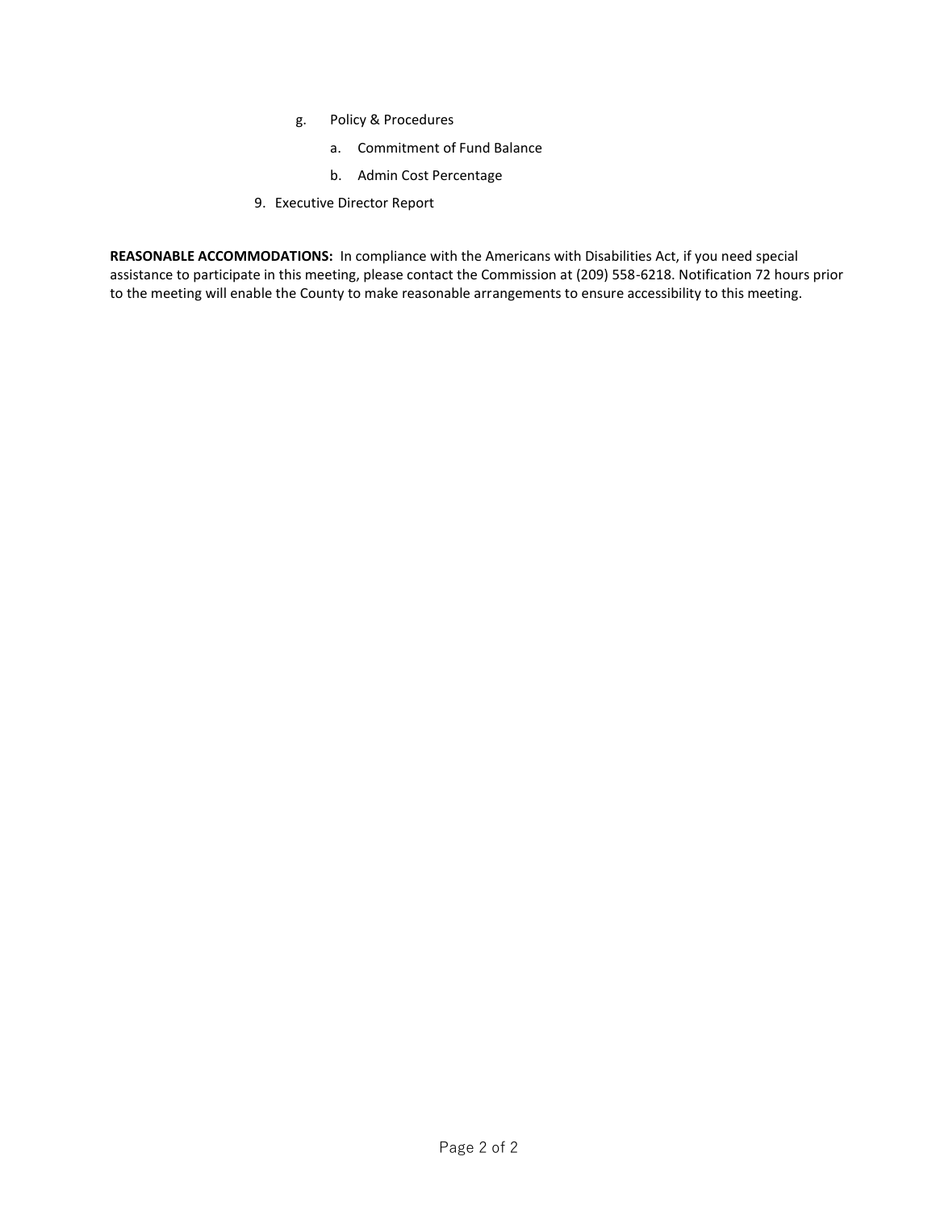g. Policy & Procedures

   a. Commitment of Fund Balance

   b. Admin Cost Percentage

9. Executive Director Report

**REASONABLE ACCOMMODATIONS:** In compliance with the Americans with Disabilities Act, if you need special assistance to participate in this meeting, please contact the Commission at (209) 558-6218. Notification 72 hours prior to the meeting will enable the County to make reasonable arrangements to ensure accessibility to this meeting.